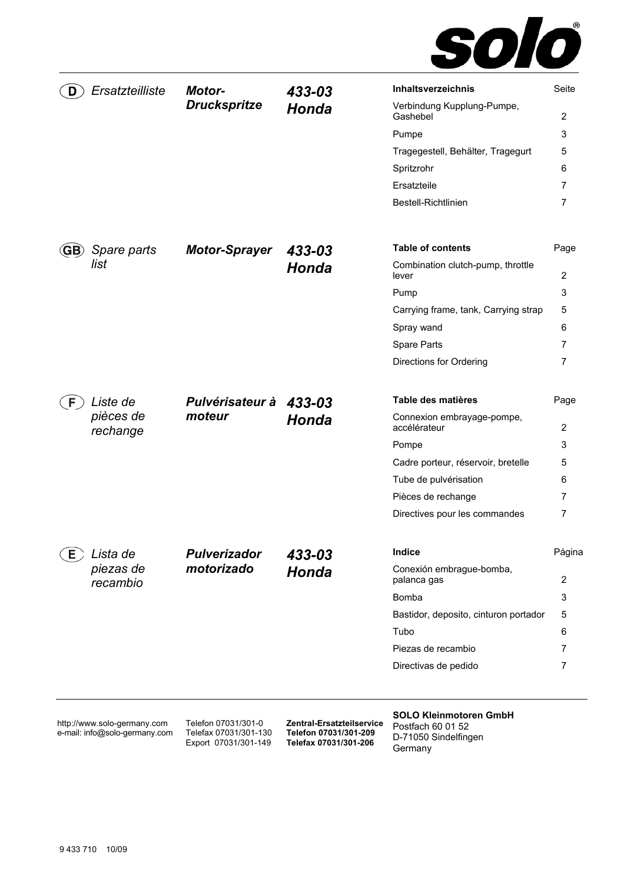solo®

## (D) Ersatzteilliste

***Motor-Druckspritze***

***433-03 Honda***

| Inhaltsverzeichnis | Seite |
|---|---|
| Verbindung Kupplung-Pumpe, Gashebel | 2 |
| Pumpe | 3 |
| Tragegestell, Behälter, Tragegurt | 5 |
| Spritzrohr | 6 |
| Ersatzteile | 7 |
| Bestell-Richtlinien | 7 |

## (GB) Spare parts list

***Motor-Sprayer***

***433-03 Honda***

| Table of contents | Page |
|---|---|
| Combination clutch-pump, throttle lever | 2 |
| Pump | 3 |
| Carrying frame, tank, Carrying strap | 5 |
| Spray wand | 6 |
| Spare Parts | 7 |
| Directions for Ordering | 7 |

## (F) Liste de pièces de rechange

***Pulvérisateur à moteur***

***433-03 Honda***

| Table des matières | Page |
|---|---|
| Connexion embrayage-pompe, accélérateur | 2 |
| Pompe | 3 |
| Cadre porteur, réservoir, bretelle | 5 |
| Tube de pulvérisation | 6 |
| Pièces de rechange | 7 |
| Directives pour les commandes | 7 |

## (E) Lista de piezas de recambio

***Pulverizador motorizado***

***433-03 Honda***

| Indice | Página |
|---|---|
| Conexión embrague-bomba, palanca gas | 2 |
| Bomba | 3 |
| Bastidor, deposito, cinturon portador | 5 |
| Tubo | 6 |
| Piezas de recambio | 7 |
| Directivas de pedido | 7 |

http://www.solo-germany.com
e-mail: info@solo-germany.com

Telefon 07031/301-0
Telefax 07031/301-130
Export 07031/301-149

**Zentral-Ersatzteilservice**
**Telefon 07031/301-209**
**Telefax 07031/301-206**

**SOLO Kleinmotoren GmbH**
Postfach 60 01 52
D-71050 Sindelfingen
Germany

9 433 710 10/09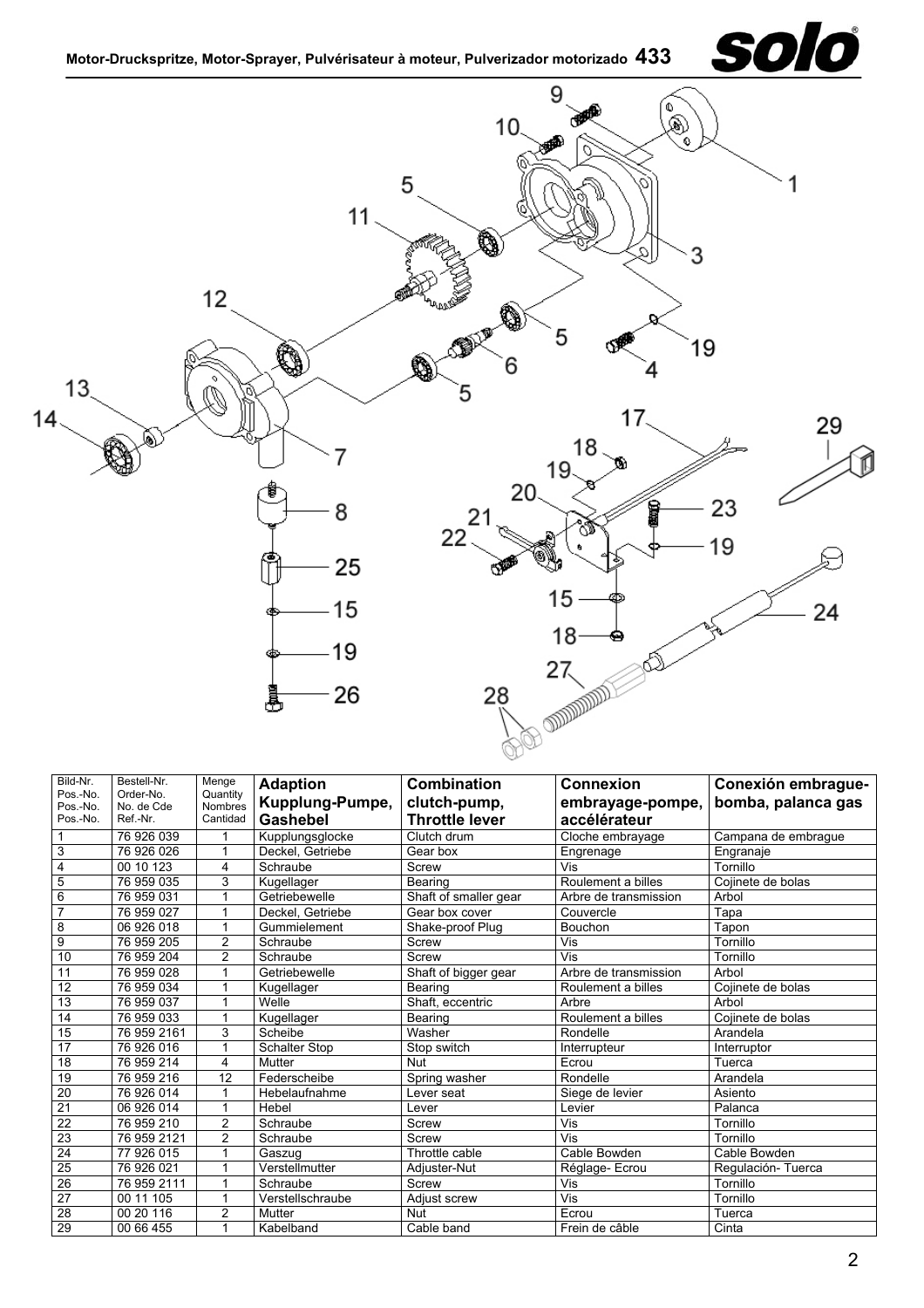| Bild-Nr. Pos.-No. Pos.-No. Pos.-No. | Bestell-Nr. Order-No. No. de Cde Ref.-Nr. | Menge Quantity Nombres Cantidad | **Adaption Kupplung-Pumpe, Gashebel** | **Combination clutch-pump, Throttle lever** | **Connexion embrayage-pompe, accélérateur** | **Conexión embrague-bomba, palanca gas** |
|---|---|---|---|---|---|---|
| 1 | 76 926 039 | 1 | Kupplungsglocke | Clutch drum | Cloche embrayage | Campana de embrague |
| 3 | 76 926 026 | 1 | Deckel, Getriebe | Gear box | Engrenage | Engranaje |
| 4 | 00 10 123 | 4 | Schraube | Screw | Vis | Tornillo |
| 5 | 76 959 035 | 3 | Kugellager | Bearing | Roulement a billes | Cojinete de bolas |
| 6 | 76 959 031 | 1 | Getriebewelle | Shaft of smaller gear | Arbre de transmission | Arbol |
| 7 | 76 959 027 | 1 | Deckel, Getriebe | Gear box cover | Couvercle | Tapa |
| 8 | 06 926 018 | 1 | Gummielement | Shake-proof Plug | Bouchon | Tapon |
| 9 | 76 959 205 | 2 | Schraube | Screw | Vis | Tornillo |
| 10 | 76 959 204 | 2 | Schraube | Screw | Vis | Tornillo |
| 11 | 76 959 028 | 1 | Getriebewelle | Shaft of bigger gear | Arbre de transmission | Arbol |
| 12 | 76 959 034 | 1 | Kugellager | Bearing | Roulement a billes | Cojinete de bolas |
| 13 | 76 959 037 | 1 | Welle | Shaft, eccentric | Arbre | Arbol |
| 14 | 76 959 033 | 1 | Kugellager | Bearing | Roulement a billes | Cojinete de bolas |
| 15 | 76 959 2161 | 3 | Scheibe | Washer | Rondelle | Arandela |
| 17 | 76 926 016 | 1 | Schalter Stop | Stop switch | Interrupteur | Interruptor |
| 18 | 76 959 214 | 4 | Mutter | Nut | Ecrou | Tuerca |
| 19 | 76 959 216 | 12 | Federscheibe | Spring washer | Rondelle | Arandela |
| 20 | 76 926 014 | 1 | Hebelaufnahme | Lever seat | Siege de levier | Asiento |
| 21 | 06 926 014 | 1 | Hebel | Lever | Levier | Palanca |
| 22 | 76 959 210 | 2 | Schraube | Screw | Vis | Tornillo |
| 23 | 76 959 2121 | 2 | Schraube | Screw | Vis | Tornillo |
| 24 | 77 926 015 | 1 | Gaszug | Throttle cable | Cable Bowden | Cable Bowden |
| 25 | 76 926 021 | 1 | Verstellmutter | Adjuster-Nut | Réglage- Ecrou | Regulación- Tuerca |
| 26 | 76 959 2111 | 1 | Schraube | Screw | Vis | Tornillo |
| 27 | 00 11 105 | 1 | Verstellschraube | Adjust screw | Vis | Tornillo |
| 28 | 00 20 116 | 2 | Mutter | Nut | Ecrou | Tuerca |
| 29 | 00 66 455 | 1 | Kabelband | Cable band | Frein de câble | Cinta |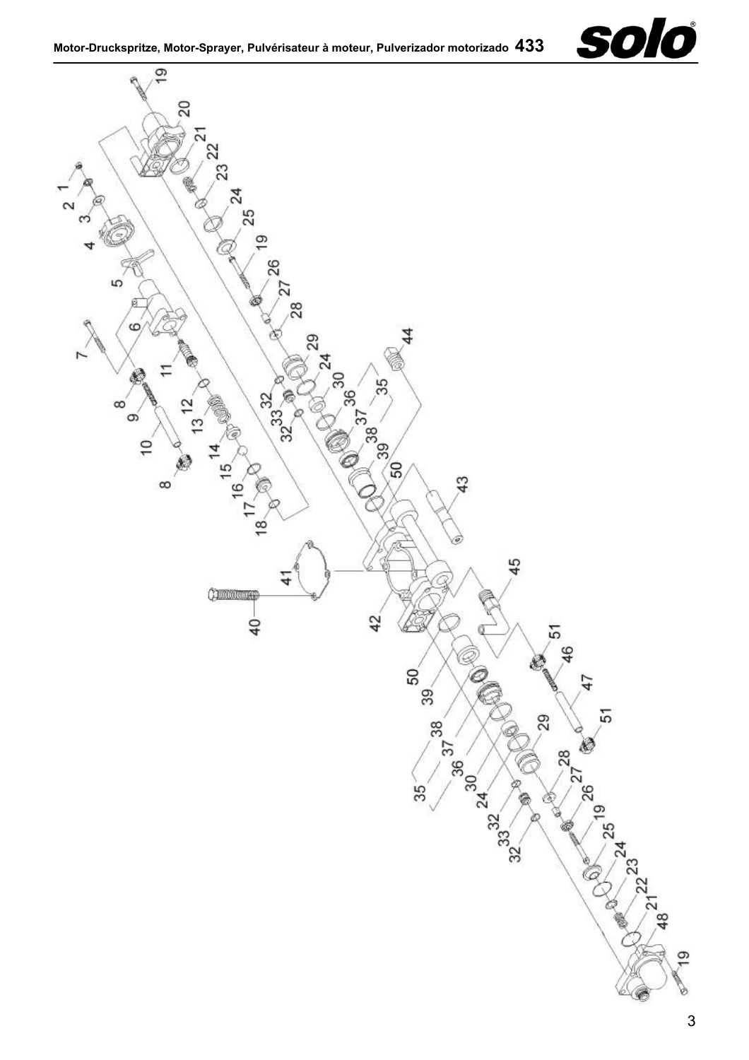Motor-Druckspritze, Motor-Sprayer, Pulvérisateur à moteur, Pulverizador motorizado **433**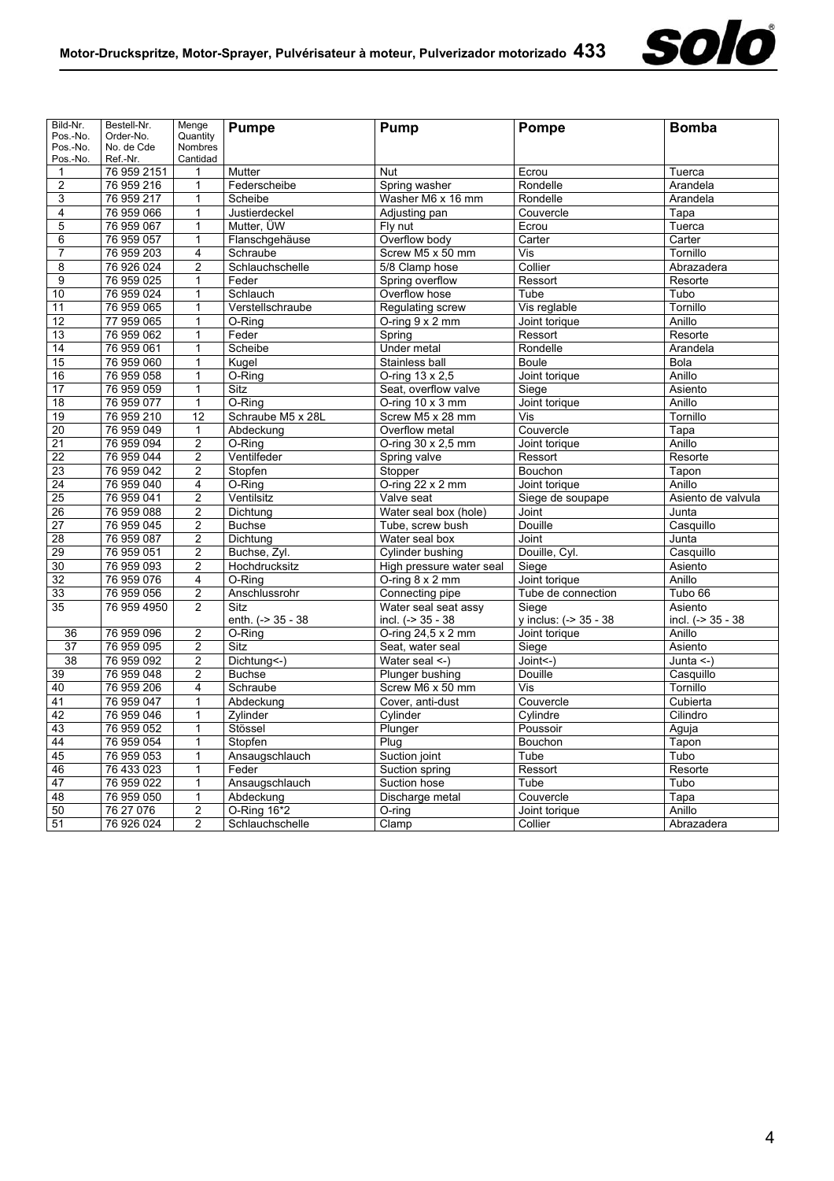# Motor-Druckspritze, Motor-Sprayer, Pulvérisateur à moteur, Pulverizador motorizado 433

| Bild-Nr. Pos.-No. Pos.-No. Pos.-No. | Bestell-Nr. Order-No. No. de Cde Ref.-Nr. | Menge Quantity Nombres Cantidad | Pumpe | Pump | Pompe | Bomba |
|---|---|---|---|---|---|---|
| 1 | 76 959 2151 | 1 | Mutter | Nut | Ecrou | Tuerca |
| 2 | 76 959 216 | 1 | Federscheibe | Spring washer | Rondelle | Arandela |
| 3 | 76 959 217 | 1 | Scheibe | Washer M6 x 16 mm | Rondelle | Arandela |
| 4 | 76 959 066 | 1 | Justierdeckel | Adjusting pan | Couvercle | Tapa |
| 5 | 76 959 067 | 1 | Mutter, ÜW | Fly nut | Ecrou | Tuerca |
| 6 | 76 959 057 | 1 | Flanschgehäuse | Overflow body | Carter | Carter |
| 7 | 76 959 203 | 4 | Schraube | Screw M5 x 50 mm | Vis | Tornillo |
| 8 | 76 926 024 | 2 | Schlauchschelle | 5/8 Clamp hose | Collier | Abrazadera |
| 9 | 76 959 025 | 1 | Feder | Spring overflow | Ressort | Resorte |
| 10 | 76 959 024 | 1 | Schlauch | Overflow hose | Tube | Tubo |
| 11 | 76 959 065 | 1 | Verstellschraube | Regulating screw | Vis reglable | Tornillo |
| 12 | 77 959 065 | 1 | O-Ring | O-ring 9 x 2 mm | Joint torique | Anillo |
| 13 | 76 959 062 | 1 | Feder | Spring | Ressort | Resorte |
| 14 | 76 959 061 | 1 | Scheibe | Under metal | Rondelle | Arandela |
| 15 | 76 959 060 | 1 | Kugel | Stainless ball | Boule | Bola |
| 16 | 76 959 058 | 1 | O-Ring | O-ring 13 x 2,5 | Joint torique | Anillo |
| 17 | 76 959 059 | 1 | Sitz | Seat, overflow valve | Siege | Asiento |
| 18 | 76 959 077 | 1 | O-Ring | O-ring 10 x 3 mm | Joint torique | Anillo |
| 19 | 76 959 210 | 12 | Schraube M5 x 28L | Screw M5 x 28 mm | Vis | Tornillo |
| 20 | 76 959 049 | 1 | Abdeckung | Overflow metal | Couvercle | Tapa |
| 21 | 76 959 094 | 2 | O-Ring | O-ring 30 x 2,5 mm | Joint torique | Anillo |
| 22 | 76 959 044 | 2 | Ventilfeder | Spring valve | Ressort | Resorte |
| 23 | 76 959 042 | 2 | Stopfen | Stopper | Bouchon | Tapon |
| 24 | 76 959 040 | 4 | O-Ring | O-ring 22 x 2 mm | Joint torique | Anillo |
| 25 | 76 959 041 | 2 | Ventilsitz | Valve seat | Siege de soupape | Asiento de valvula |
| 26 | 76 959 088 | 2 | Dichtung | Water seal box (hole) | Joint | Junta |
| 27 | 76 959 045 | 2 | Buchse | Tube, screw bush | Douille | Casquillo |
| 28 | 76 959 087 | 2 | Dichtung | Water seal box | Joint | Junta |
| 29 | 76 959 051 | 2 | Buchse, Zyl. | Cylinder bushing | Douille, Cyl. | Casquillo |
| 30 | 76 959 093 | 2 | Hochdrucksitz | High pressure water seal | Siege | Asiento |
| 32 | 76 959 076 | 4 | O-Ring | O-ring 8 x 2 mm | Joint torique | Anillo |
| 33 | 76 959 056 | 2 | Anschlussrohr | Connecting pipe | Tube de connection | Tubo 66 |
| 35 | 76 959 4950 | 2 | Sitz enth. (-> 35 - 38 | Water seal seat assy incl. (-> 35 - 38 | Siege y inclus: (-> 35 - 38 | Asiento incl. (-> 35 - 38 |
| 36 | 76 959 096 | 2 | O-Ring | O-ring 24,5 x 2 mm | Joint torique | Anillo |
| 37 | 76 959 095 | 2 | Sitz | Seat, water seal | Siege | Asiento |
| 38 | 76 959 092 | 2 | Dichtung<-) | Water seal <-) | Joint<-) | Junta <-) |
| 39 | 76 959 048 | 2 | Buchse | Plunger bushing | Douille | Casquillo |
| 40 | 76 959 206 | 4 | Schraube | Screw M6 x 50 mm | Vis | Tornillo |
| 41 | 76 959 047 | 1 | Abdeckung | Cover, anti-dust | Couvercle | Cubierta |
| 42 | 76 959 046 | 1 | Zylinder | Cylinder | Cylindre | Cilindro |
| 43 | 76 959 052 | 1 | Stössel | Plunger | Poussoir | Aguja |
| 44 | 76 959 054 | 1 | Stopfen | Plug | Bouchon | Tapon |
| 45 | 76 959 053 | 1 | Ansaugschlauch | Suction joint | Tube | Tubo |
| 46 | 76 433 023 | 1 | Feder | Suction spring | Ressort | Resorte |
| 47 | 76 959 022 | 1 | Ansaugschlauch | Suction hose | Tube | Tubo |
| 48 | 76 959 050 | 1 | Abdeckung | Discharge metal | Couvercle | Tapa |
| 50 | 76 27 076 | 2 | O-Ring 16*2 | O-ring | Joint torique | Anillo |
| 51 | 76 926 024 | 2 | Schlauchschelle | Clamp | Collier | Abrazadera |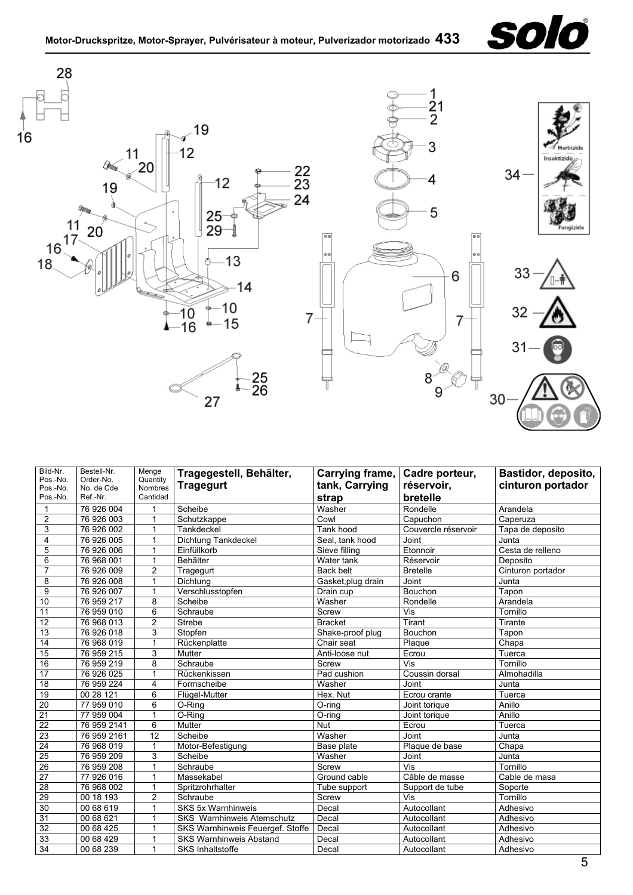# Motor-Druckspritze, Motor-Sprayer, Pulvérisateur à moteur, Pulverizador motorizado 433

| Bild-Nr. Pos.-No. Pos.-No. Pos.-No. | Bestell-Nr. Order-No. No. de Cde Ref.-Nr. | Menge Quantity Nombres Cantidad | Tragegestell, Behälter, Tragegurt | Carrying frame, tank, Carrying strap | Cadre porteur, réservoir, bretelle | Bastidor, deposito, cinturon portador |
|---|---|---|---|---|---|---|
| 1 | 76 926 004 | 1 | Scheibe | Washer | Rondelle | Arandela |
| 2 | 76 926 003 | 1 | Schutzkappe | Cowl | Capuchon | Caperuza |
| 3 | 76 926 002 | 1 | Tankdeckel | Tank hood | Couvercle réservoir | Tapa de deposito |
| 4 | 76 926 005 | 1 | Dichtung Tankdeckel | Seal, tank hood | Joint | Junta |
| 5 | 76 926 006 | 1 | Einfüllkorb | Sieve filling | Etonnoir | Cesta de relleno |
| 6 | 76 968 001 | 1 | Behälter | Water tank | Réservoir | Deposito |
| 7 | 76 926 009 | 2 | Tragegurt | Back belt | Bretelle | Cinturon portador |
| 8 | 76 926 008 | 1 | Dichtung | Gasket,plug drain | Joint | Junta |
| 9 | 76 926 007 | 1 | Verschlusstopfen | Drain cup | Bouchon | Tapon |
| 10 | 76 959 217 | 8 | Scheibe | Washer | Rondelle | Arandela |
| 11 | 76 959 010 | 6 | Schraube | Screw | Vis | Tornillo |
| 12 | 76 968 013 | 2 | Strebe | Bracket | Tirant | Tirante |
| 13 | 76 926 018 | 3 | Stopfen | Shake-proof plug | Bouchon | Tapon |
| 14 | 76 968 019 | 1 | Rückenplatte | Chair seat | Plaque | Chapa |
| 15 | 76 959 215 | 3 | Mutter | Anti-loose nut | Ecrou | Tuerca |
| 16 | 76 959 219 | 8 | Schraube | Screw | Vis | Tornillo |
| 17 | 76 926 025 | 1 | Rückenkissen | Pad cushion | Coussin dorsal | Almohadilla |
| 18 | 76 959 224 | 4 | Formscheibe | Washer | Joint | Junta |
| 19 | 00 28 121 | 6 | Flügel-Mutter | Hex. Nut | Ecrou crante | Tuerca |
| 20 | 77 959 010 | 6 | O-Ring | O-ring | Joint torique | Anillo |
| 21 | 77 959 004 | 1 | O-Ring | O-ring | Joint torique | Anillo |
| 22 | 76 959 2141 | 6 | Mutter | Nut | Ecrou | Tuerca |
| 23 | 76 959 2161 | 12 | Scheibe | Washer | Joint | Junta |
| 24 | 76 968 019 | 1 | Motor-Befestigung | Base plate | Plaque de base | Chapa |
| 25 | 76 959 209 | 3 | Scheibe | Washer | Joint | Junta |
| 26 | 76 959 208 | 1 | Schraube | Screw | Vis | Tornillo |
| 27 | 77 926 016 | 1 | Massekabel | Ground cable | Câble de masse | Cable de masa |
| 28 | 76 968 002 | 1 | Spritzrohrhalter | Tube support | Support de tube | Soporte |
| 29 | 00 18 193 | 2 | Schraube | Screw | Vis | Tornillo |
| 30 | 00 68 619 | 1 | SKS 5x Warnhinweis | Decal | Autocollant | Adhesivo |
| 31 | 00 68 621 | 1 | SKS Warnhinweis Atemschutz | Decal | Autocollant | Adhesivo |
| 32 | 00 68 425 | 1 | SKS Warnhinweis Feuergef. Stoffe | Decal | Autocollant | Adhesivo |
| 33 | 00 68 429 | 1 | SKS Warnhinweis Abstand | Decal | Autocollant | Adhesivo |
| 34 | 00 68 239 | 1 | SKS Inhaltstoffe | Decal | Autocollant | Adhesivo |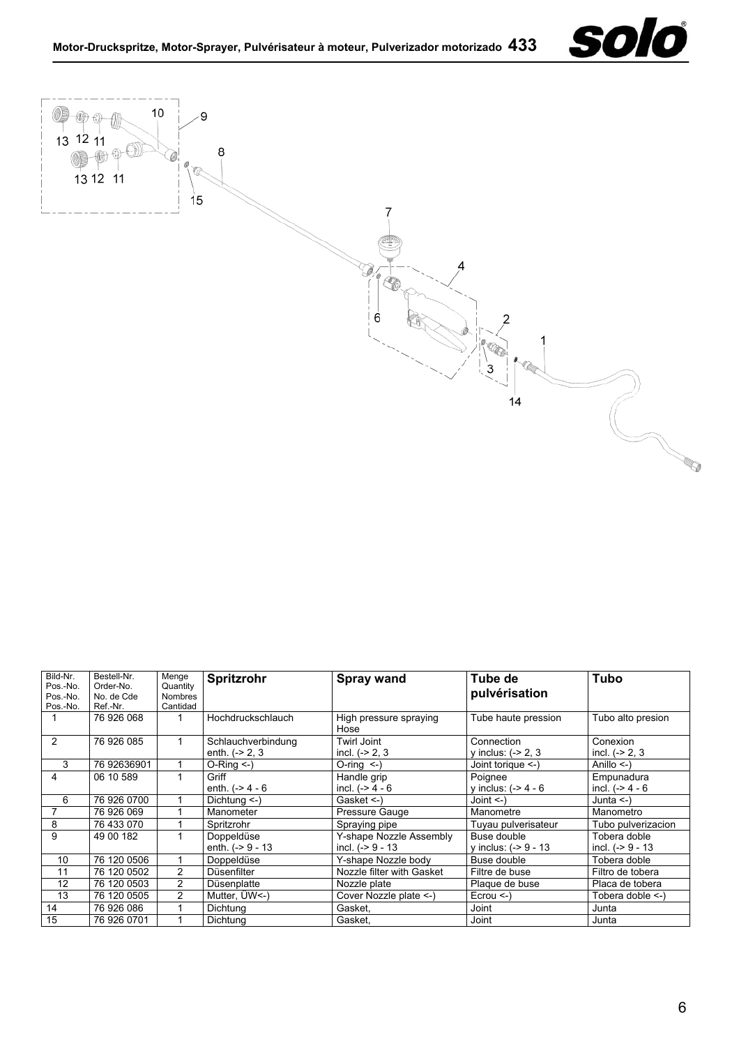| Bild-Nr. Pos.-No. Pos.-No. Pos.-No. | Bestell-Nr. Order-No. No. de Cde Ref.-Nr. | Menge Quantity Nombres Cantidad | **Spritzrohr** | **Spray wand** | **Tube de pulvérisation** | **Tubo** |
|---|---|---|---|---|---|---|
| 1 | 76 926 068 | 1 | Hochdruckschlauch | High pressure spraying Hose | Tube haute pression | Tubo alto presion |
| 2 | 76 926 085 | 1 | Schlauchverbindung enth. (-> 2, 3 | Twirl Joint incl. (-> 2, 3 | Connection y inclus: (-> 2, 3 | Conexion incl. (-> 2, 3 |
| 3 | 76 92636901 | 1 | O-Ring <-) | O-ring <-) | Joint torique <-) | Anillo <-) |
| 4 | 06 10 589 | 1 | Griff enth. (-> 4 - 6 | Handle grip incl. (-> 4 - 6 | Poignee y inclus: (-> 4 - 6 | Empunadura incl. (-> 4 - 6 |
| 6 | 76 926 0700 | 1 | Dichtung <-) | Gasket <-) | Joint <-) | Junta <-) |
| 7 | 76 926 069 | 1 | Manometer | Pressure Gauge | Manometre | Manometro |
| 8 | 76 433 070 | 1 | Spritzrohr | Spraying pipe | Tuyau pulverisateur | Tubo pulverizacion |
| 9 | 49 00 182 | 1 | Doppeldüse enth. (-> 9 - 13 | Y-shape Nozzle Assembly incl. (-> 9 - 13 | Buse double y inclus: (-> 9 - 13 | Tobera doble incl. (-> 9 - 13 |
| 10 | 76 120 0506 | 1 | Doppeldüse | Y-shape Nozzle body | Buse double | Tobera doble |
| 11 | 76 120 0502 | 2 | Düsenfilter | Nozzle filter with Gasket | Filtre de buse | Filtro de tobera |
| 12 | 76 120 0503 | 2 | Düsenplatte | Nozzle plate | Plaque de buse | Placa de tobera |
| 13 | 76 120 0505 | 2 | Mutter, ÜW<-) | Cover Nozzle plate <-) | Ecrou <-) | Tobera doble <-) |
| 14 | 76 926 086 | 1 | Dichtung | Gasket, | Joint | Junta |
| 15 | 76 926 0701 | 1 | Dichtung | Gasket, | Joint | Junta |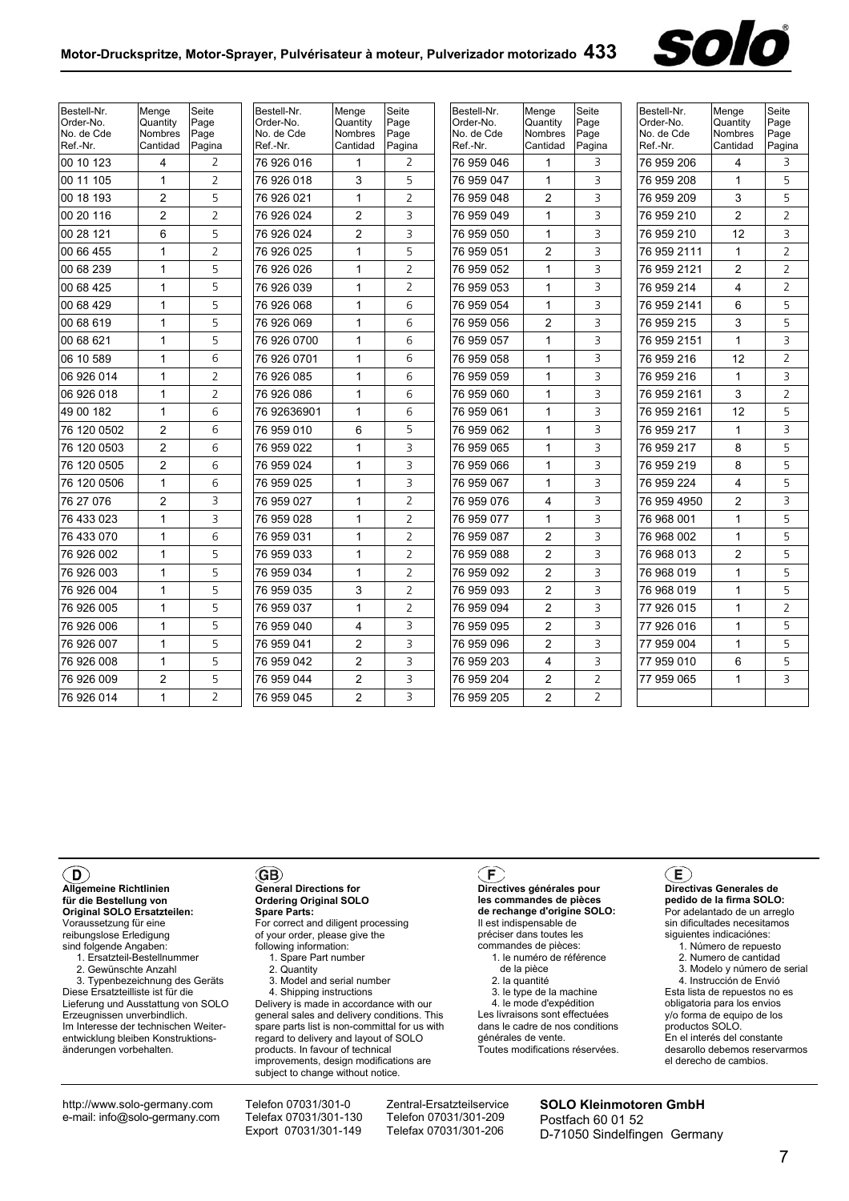| Bestell-Nr.<br>Order-No.<br>No. de Cde<br>Ref.-Nr. | Menge<br>Quantity<br>Nombres<br>Cantidad | Seite<br>Page<br>Page<br>Pagina |
|---|---|---|
| 00 10 123 | 4 | 2 |
| 00 11 105 | 1 | 2 |
| 00 18 193 | 2 | 5 |
| 00 20 116 | 2 | 2 |
| 00 28 121 | 6 | 5 |
| 00 66 455 | 1 | 2 |
| 00 68 239 | 1 | 5 |
| 00 68 425 | 1 | 5 |
| 00 68 429 | 1 | 5 |
| 00 68 619 | 1 | 5 |
| 00 68 621 | 1 | 5 |
| 06 10 589 | 1 | 6 |
| 06 926 014 | 1 | 2 |
| 06 926 018 | 1 | 2 |
| 49 00 182 | 1 | 6 |
| 76 120 0502 | 2 | 6 |
| 76 120 0503 | 2 | 6 |
| 76 120 0505 | 2 | 6 |
| 76 120 0506 | 1 | 6 |
| 76 27 076 | 2 | 3 |
| 76 433 023 | 1 | 3 |
| 76 433 070 | 1 | 6 |
| 76 926 002 | 1 | 5 |
| 76 926 003 | 1 | 5 |
| 76 926 004 | 1 | 5 |
| 76 926 005 | 1 | 5 |
| 76 926 006 | 1 | 5 |
| 76 926 007 | 1 | 5 |
| 76 926 008 | 1 | 5 |
| 76 926 009 | 2 | 5 |
| 76 926 014 | 1 | 2 |
| 76 926 016 | 1 | 2 |
| 76 926 018 | 3 | 5 |
| 76 926 021 | 1 | 2 |
| 76 926 024 | 2 | 3 |
| 76 926 024 | 2 | 3 |
| 76 926 025 | 1 | 5 |
| 76 926 026 | 1 | 2 |
| 76 926 039 | 1 | 2 |
| 76 926 068 | 1 | 6 |
| 76 926 069 | 1 | 6 |
| 76 926 0700 | 1 | 6 |
| 76 926 0701 | 1 | 6 |
| 76 926 085 | 1 | 6 |
| 76 926 086 | 1 | 6 |
| 76 92636901 | 1 | 6 |
| 76 959 010 | 6 | 5 |
| 76 959 022 | 1 | 3 |
| 76 959 024 | 1 | 3 |
| 76 959 025 | 1 | 3 |
| 76 959 027 | 1 | 2 |
| 76 959 028 | 1 | 2 |
| 76 959 031 | 1 | 2 |
| 76 959 033 | 1 | 2 |
| 76 959 034 | 1 | 2 |
| 76 959 035 | 3 | 2 |
| 76 959 037 | 1 | 2 |
| 76 959 040 | 4 | 3 |
| 76 959 041 | 2 | 3 |
| 76 959 042 | 2 | 3 |
| 76 959 044 | 2 | 3 |
| 76 959 045 | 2 | 3 |
| 76 959 046 | 1 | 3 |
| 76 959 047 | 1 | 3 |
| 76 959 048 | 2 | 3 |
| 76 959 049 | 1 | 3 |
| 76 959 050 | 1 | 3 |
| 76 959 051 | 2 | 3 |
| 76 959 052 | 1 | 3 |
| 76 959 053 | 1 | 3 |
| 76 959 054 | 1 | 3 |
| 76 959 056 | 2 | 3 |
| 76 959 057 | 1 | 3 |
| 76 959 058 | 1 | 3 |
| 76 959 059 | 1 | 3 |
| 76 959 060 | 1 | 3 |
| 76 959 061 | 1 | 3 |
| 76 959 062 | 1 | 3 |
| 76 959 065 | 1 | 3 |
| 76 959 066 | 1 | 3 |
| 76 959 067 | 1 | 3 |
| 76 959 076 | 4 | 3 |
| 76 959 077 | 1 | 3 |
| 76 959 087 | 2 | 3 |
| 76 959 088 | 2 | 3 |
| 76 959 092 | 2 | 3 |
| 76 959 093 | 2 | 3 |
| 76 959 094 | 2 | 3 |
| 76 959 095 | 2 | 3 |
| 76 959 096 | 2 | 3 |
| 76 959 203 | 4 | 3 |
| 76 959 204 | 2 | 2 |
| 76 959 205 | 2 | 2 |
| 76 959 206 | 4 | 3 |
| 76 959 208 | 1 | 5 |
| 76 959 209 | 3 | 5 |
| 76 959 210 | 2 | 2 |
| 76 959 210 | 12 | 3 |
| 76 959 2111 | 1 | 2 |
| 76 959 2121 | 2 | 2 |
| 76 959 214 | 4 | 2 |
| 76 959 2141 | 6 | 5 |
| 76 959 215 | 3 | 5 |
| 76 959 2151 | 1 | 3 |
| 76 959 216 | 12 | 2 |
| 76 959 216 | 1 | 3 |
| 76 959 2161 | 3 | 2 |
| 76 959 2161 | 12 | 5 |
| 76 959 217 | 1 | 3 |
| 76 959 217 | 8 | 5 |
| 76 959 219 | 8 | 5 |
| 76 959 224 | 4 | 5 |
| 76 959 4950 | 2 | 3 |
| 76 968 001 | 1 | 5 |
| 76 968 002 | 1 | 5 |
| 76 968 013 | 2 | 5 |
| 76 968 019 | 1 | 5 |
| 76 968 019 | 1 | 5 |
| 77 926 015 | 1 | 2 |
| 77 926 016 | 1 | 5 |
| 77 959 004 | 1 | 5 |
| 77 959 010 | 6 | 5 |
| 77 959 065 | 1 | 3 |

**(D)**

**Allgemeine Richtlinien für die Bestellung von Original SOLO Ersatzteilen:**

Voraussetzung für eine reibungslose Erledigung sind folgende Angaben:

1. Ersatzteil-Bestellnummer
2. Gewünschte Anzahl
3. Typenbezeichnung des Geräts

Diese Ersatzteilliste ist für die Lieferung und Ausstattung von SOLO Erzeugnissen unverbindlich. Im Interesse der technischen Weiterentwicklung bleiben Konstruktionsänderungen vorbehalten.

**(GB)**

**General Directions for Ordering Original SOLO Spare Parts:**

For correct and diligent processing of your order, please give the following information:

1. Spare Part number
2. Quantity
3. Model and serial number
4. Shipping instructions

Delivery is made in accordance with our general sales and delivery conditions. This spare parts list is non-committal for us with regard to delivery and layout of SOLO products. In favour of technical improvements, design modifications are subject to change without notice.

**(F)**

**Directives générales pour les commandes de pièces de rechange d'origine SOLO:**

Il est indispensable de préciser dans toutes les commandes de pièces:

1. le numéro de référence de la pièce
2. la quantité
3. le type de la machine
4. le mode d'expédition

Les livraisons sont effectuées dans le cadre de nos conditions générales de vente. Toutes modifications réservées.

**(E)**

**Directivas Generales de pedido de la firma SOLO:**

Por adelantado de un arreglo sin dificultades necesitamos siguientes indicaciónes:

1. Número de repuesto
2. Numero de cantidad
3. Modelo y número de serial
4. Instrucción de Envió

Esta lista de repuestos no es obligatoria para los envios y/o forma de equipo de los productos SOLO. En el interés del constante desarollo debemos reservarmos el derecho de cambios.

http://www.solo-germany.com
e-mail: info@solo-germany.com

Telefon 07031/301-0
Telefax 07031/301-130
Export 07031/301-149

Zentral-Ersatzteilservice
Telefon 07031/301-209
Telefax 07031/301-206

**SOLO Kleinmotoren GmbH**
Postfach 60 01 52
D-71050 Sindelfingen Germany